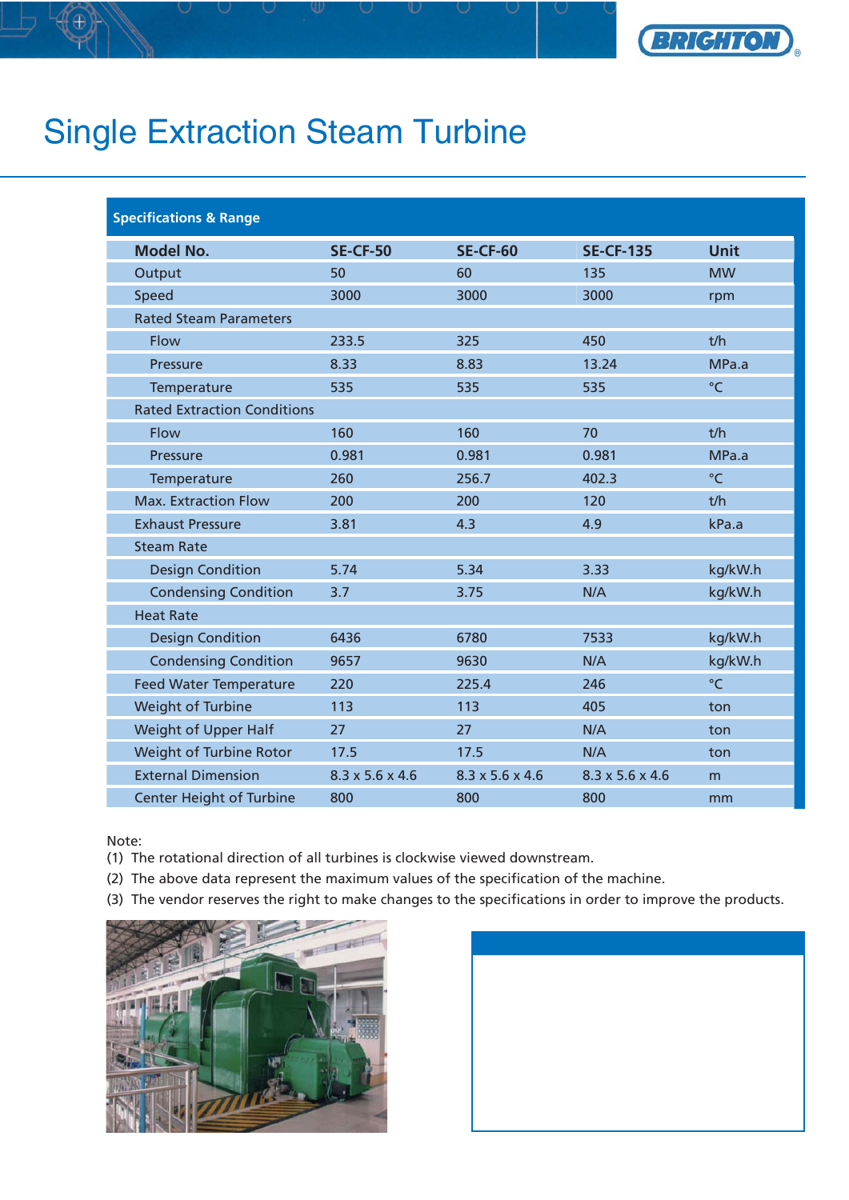# Single Extraction Steam Turbine

**Specifications & Range**

| Model No. | SE-CF-50 | SE-CF-60 | SE-CF-135 | Unit |
|---|---|---|---|---|
| Output | 50 | 60 | 135 | MW |
| Speed | 3000 | 3000 | 3000 | rpm |
| Rated Steam Parameters | | | | |
| Flow | 233.5 | 325 | 450 | t/h |
| Pressure | 8.33 | 8.83 | 13.24 | MPa.a |
| Temperature | 535 | 535 | 535 | °C |
| Rated Extraction Conditions | | | | |
| Flow | 160 | 160 | 70 | t/h |
| Pressure | 0.981 | 0.981 | 0.981 | MPa.a |
| Temperature | 260 | 256.7 | 402.3 | °C |
| Max. Extraction Flow | 200 | 200 | 120 | t/h |
| Exhaust Pressure | 3.81 | 4.3 | 4.9 | kPa.a |
| Steam Rate | | | | |
| Design Condition | 5.74 | 5.34 | 3.33 | kg/kW.h |
| Condensing Condition | 3.7 | 3.75 | N/A | kg/kW.h |
| Heat Rate | | | | |
| Design Condition | 6436 | 6780 | 7533 | kg/kW.h |
| Condensing Condition | 9657 | 9630 | N/A | kg/kW.h |
| Feed Water Temperature | 220 | 225.4 | 246 | °C |
| Weight of Turbine | 113 | 113 | 405 | ton |
| Weight of Upper Half | 27 | 27 | N/A | ton |
| Weight of Turbine Rotor | 17.5 | 17.5 | N/A | ton |
| External Dimension | 8.3 x 5.6 x 4.6 | 8.3 x 5.6 x 4.6 | 8.3 x 5.6 x 4.6 | m |
| Center Height of Turbine | 800 | 800 | 800 | mm |

Note:
(1) The rotational direction of all turbines is clockwise viewed downstream.
(2) The above data represent the maximum values of the specification of the machine.
(3) The vendor reserves the right to make changes to the specifications in order to improve the products.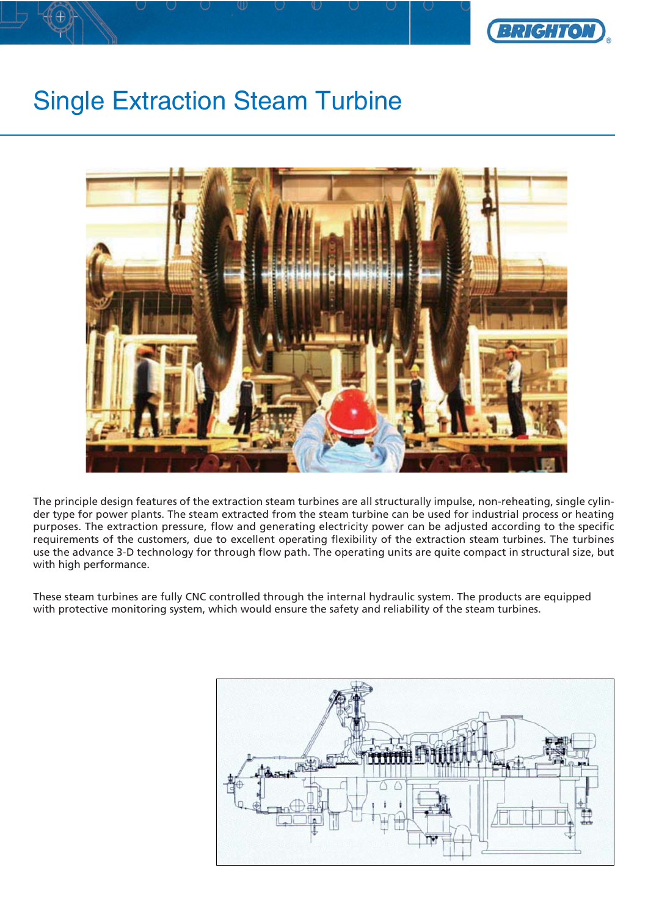# Single Extraction Steam Turbine

The principle design features of the extraction steam turbines are all structurally impulse, non-reheating, single cylinder type for power plants. The steam extracted from the steam turbine can be used for industrial process or heating purposes. The extraction pressure, flow and generating electricity power can be adjusted according to the specific requirements of the customers, due to excellent operating flexibility of the extraction steam turbines. The turbines use the advance 3-D technology for through flow path. The operating units are quite compact in structural size, but with high performance.

These steam turbines are fully CNC controlled through the internal hydraulic system. The products are equipped with protective monitoring system, which would ensure the safety and reliability of the steam turbines.